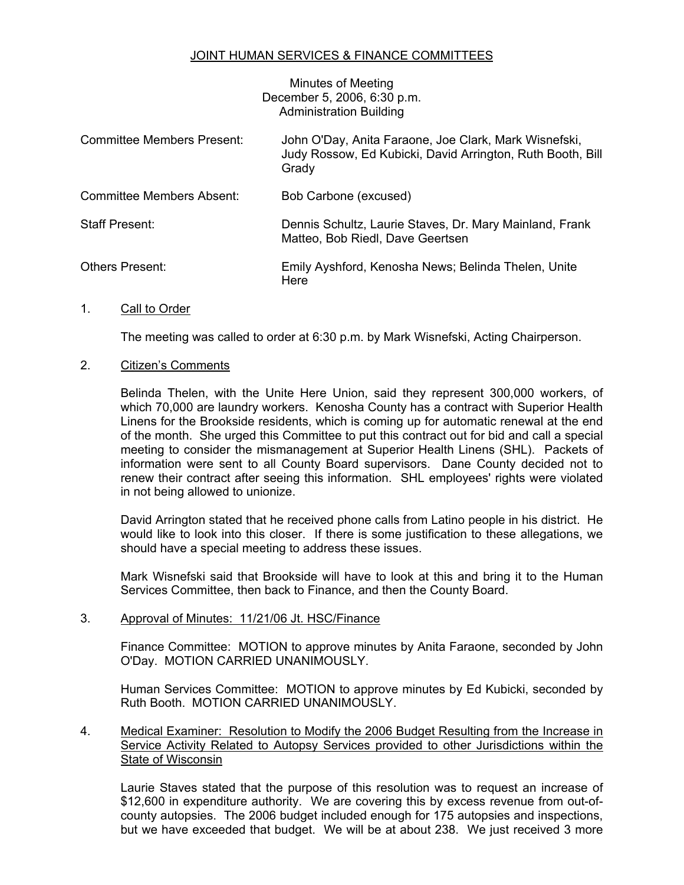# JOINT HUMAN SERVICES & FINANCE COMMITTEES

Minutes of Meeting
December 5, 2006, 6:30 p.m.
Administration Building

| | |
|---|---|
| Committee Members Present: | John O'Day, Anita Faraone, Joe Clark, Mark Wisnefski, Judy Rossow, Ed Kubicki, David Arrington, Ruth Booth, Bill Grady |
| Committee Members Absent: | Bob Carbone (excused) |
| Staff Present: | Dennis Schultz, Laurie Staves, Dr. Mary Mainland, Frank Matteo, Bob Riedl, Dave Geertsen |
| Others Present: | Emily Ayshford, Kenosha News; Belinda Thelen, Unite Here |

1. Call to Order

   The meeting was called to order at 6:30 p.m. by Mark Wisnefski, Acting Chairperson.

2. Citizen's Comments

   Belinda Thelen, with the Unite Here Union, said they represent 300,000 workers, of which 70,000 are laundry workers. Kenosha County has a contract with Superior Health Linens for the Brookside residents, which is coming up for automatic renewal at the end of the month. She urged this Committee to put this contract out for bid and call a special meeting to consider the mismanagement at Superior Health Linens (SHL). Packets of information were sent to all County Board supervisors. Dane County decided not to renew their contract after seeing this information. SHL employees' rights were violated in not being allowed to unionize.

   David Arrington stated that he received phone calls from Latino people in his district. He would like to look into this closer. If there is some justification to these allegations, we should have a special meeting to address these issues.

   Mark Wisnefski said that Brookside will have to look at this and bring it to the Human Services Committee, then back to Finance, and then the County Board.

3. Approval of Minutes: 11/21/06 Jt. HSC/Finance

   Finance Committee: MOTION to approve minutes by Anita Faraone, seconded by John O'Day. MOTION CARRIED UNANIMOUSLY.

   Human Services Committee: MOTION to approve minutes by Ed Kubicki, seconded by Ruth Booth. MOTION CARRIED UNANIMOUSLY.

4. Medical Examiner: Resolution to Modify the 2006 Budget Resulting from the Increase in Service Activity Related to Autopsy Services provided to other Jurisdictions within the State of Wisconsin

   Laurie Staves stated that the purpose of this resolution was to request an increase of $12,600 in expenditure authority. We are covering this by excess revenue from out-of-county autopsies. The 2006 budget included enough for 175 autopsies and inspections, but we have exceeded that budget. We will be at about 238. We just received 3 more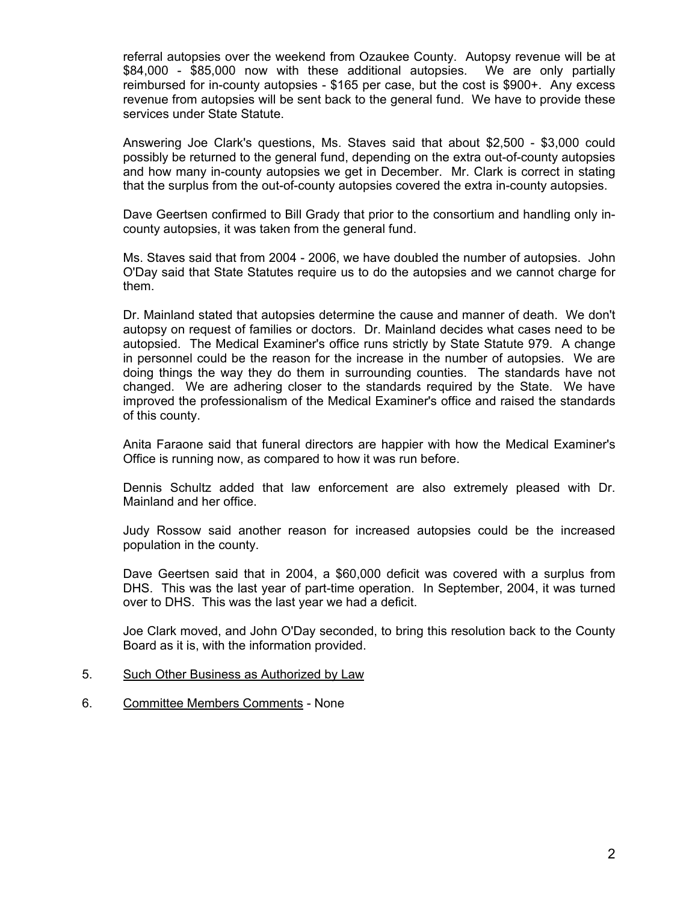referral autopsies over the weekend from Ozaukee County. Autopsy revenue will be at $84,000 - $85,000 now with these additional autopsies. We are only partially reimbursed for in-county autopsies - $165 per case, but the cost is $900+. Any excess revenue from autopsies will be sent back to the general fund. We have to provide these services under State Statute.

Answering Joe Clark's questions, Ms. Staves said that about $2,500 - $3,000 could possibly be returned to the general fund, depending on the extra out-of-county autopsies and how many in-county autopsies we get in December. Mr. Clark is correct in stating that the surplus from the out-of-county autopsies covered the extra in-county autopsies.

Dave Geertsen confirmed to Bill Grady that prior to the consortium and handling only in-county autopsies, it was taken from the general fund.

Ms. Staves said that from 2004 - 2006, we have doubled the number of autopsies. John O'Day said that State Statutes require us to do the autopsies and we cannot charge for them.

Dr. Mainland stated that autopsies determine the cause and manner of death. We don't autopsy on request of families or doctors. Dr. Mainland decides what cases need to be autopsied. The Medical Examiner's office runs strictly by State Statute 979. A change in personnel could be the reason for the increase in the number of autopsies. We are doing things the way they do them in surrounding counties. The standards have not changed. We are adhering closer to the standards required by the State. We have improved the professionalism of the Medical Examiner's office and raised the standards of this county.

Anita Faraone said that funeral directors are happier with how the Medical Examiner's Office is running now, as compared to how it was run before.

Dennis Schultz added that law enforcement are also extremely pleased with Dr. Mainland and her office.

Judy Rossow said another reason for increased autopsies could be the increased population in the county.

Dave Geertsen said that in 2004, a $60,000 deficit was covered with a surplus from DHS. This was the last year of part-time operation. In September, 2004, it was turned over to DHS. This was the last year we had a deficit.

Joe Clark moved, and John O'Day seconded, to bring this resolution back to the County Board as it is, with the information provided.

5. Such Other Business as Authorized by Law

6. Committee Members Comments - None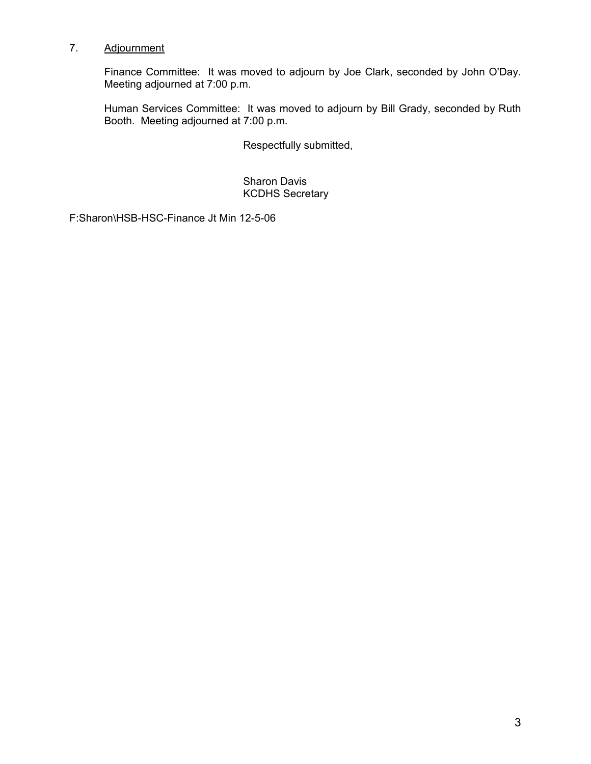7. <u>Adjournment</u>

Finance Committee: It was moved to adjourn by Joe Clark, seconded by John O'Day. Meeting adjourned at 7:00 p.m.

Human Services Committee: It was moved to adjourn by Bill Grady, seconded by Ruth Booth. Meeting adjourned at 7:00 p.m.

Respectfully submitted,

Sharon Davis
KCDHS Secretary

F:Sharon\HSB-HSC-Finance Jt Min 12-5-06